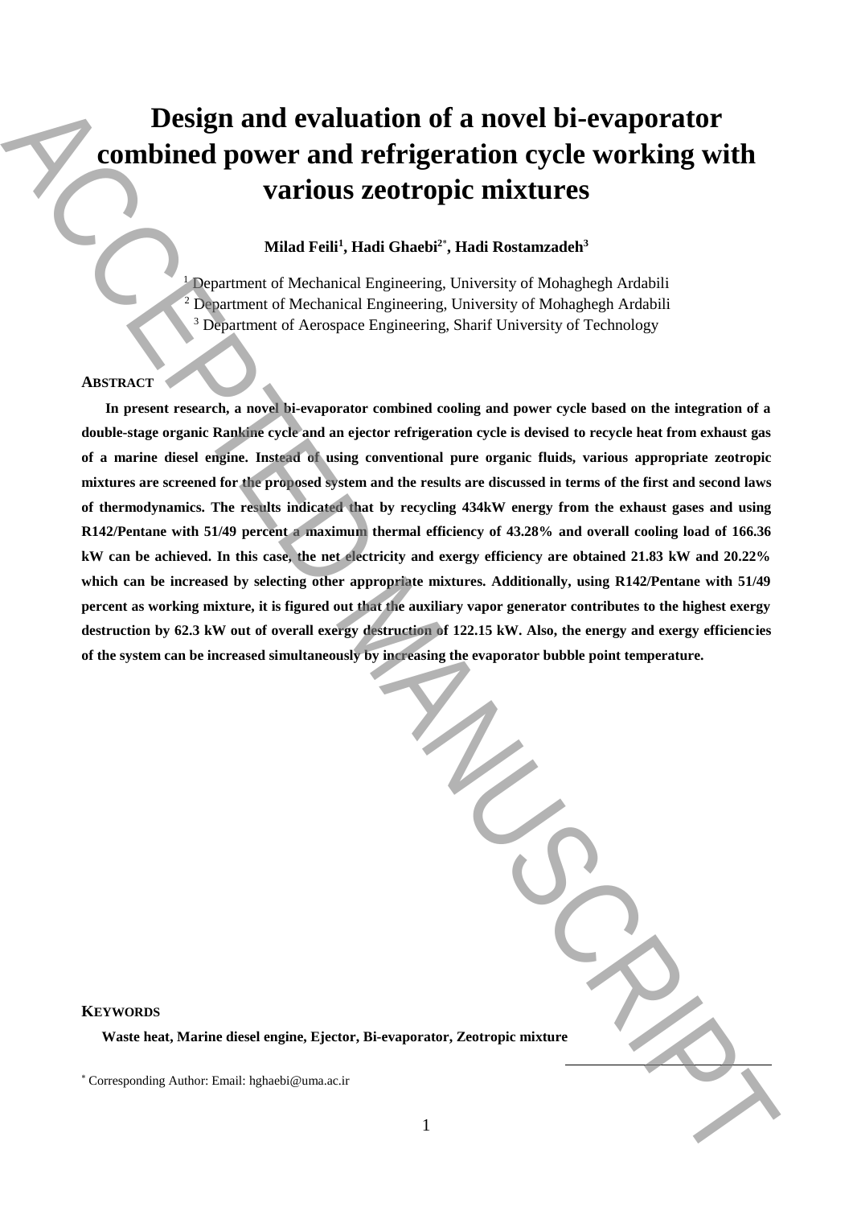# Design and evaluation of a novel bi-evaporator combined power and refrigeration cycle working with various zeotropic mixtures

**Milad Feili[1], Hadi Ghaebi[2*], Hadi Rostamzadeh[3]**

[1] Department of Mechanical Engineering, University of Mohaghegh Ardabili
[2] Department of Mechanical Engineering, University of Mohaghegh Ardabili
[3] Department of Aerospace Engineering, Sharif University of Technology

## ABSTRACT

**In present research, a novel bi-evaporator combined cooling and power cycle based on the integration of a double-stage organic Rankine cycle and an ejector refrigeration cycle is devised to recycle heat from exhaust gas of a marine diesel engine. Instead of using conventional pure organic fluids, various appropriate zeotropic mixtures are screened for the proposed system and the results are discussed in terms of the first and second laws of thermodynamics. The results indicated that by recycling 434kW energy from the exhaust gases and using R142/Pentane with 51/49 percent a maximum thermal efficiency of 43.28% and overall cooling load of 166.36 kW can be achieved. In this case, the net electricity and exergy efficiency are obtained 21.83 kW and 20.22% which can be increased by selecting other appropriate mixtures. Additionally, using R142/Pentane with 51/49 percent as working mixture, it is figured out that the auxiliary vapor generator contributes to the highest exergy destruction by 62.3 kW out of overall exergy destruction of 122.15 kW. Also, the energy and exergy efficiencies of the system can be increased simultaneously by increasing the evaporator bubble point temperature.**

## KEYWORDS

**Waste heat, Marine diesel engine, Ejector, Bi-evaporator, Zeotropic mixture**

[*] Corresponding Author: Email: hghaebi@uma.ac.ir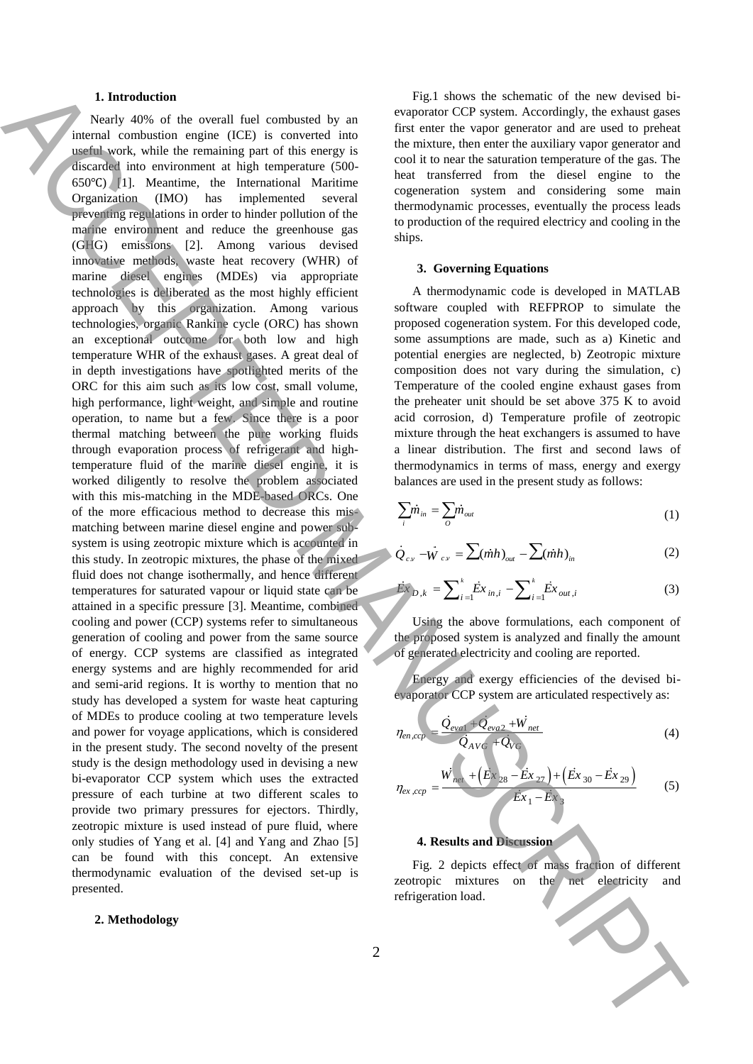## 1. Introduction

Nearly 40% of the overall fuel combusted by an internal combustion engine (ICE) is converted into useful work, while the remaining part of this energy is discarded into environment at high temperature (500-650℃) [1]. Meantime, the International Maritime Organization (IMO) has implemented several preventing regulations in order to hinder pollution of the marine environment and reduce the greenhouse gas (GHG) emissions [2]. Among various devised innovative methods, waste heat recovery (WHR) of marine diesel engines (MDEs) via appropriate technologies is deliberated as the most highly efficient approach by this organization. Among various technologies, organic Rankine cycle (ORC) has shown an exceptional outcome for both low and high temperature WHR of the exhaust gases. A great deal of in depth investigations have spotlighted merits of the ORC for this aim such as its low cost, small volume, high performance, light weight, and simple and routine operation, to name but a few. Since there is a poor thermal matching between the pure working fluids through evaporation process of refrigerant and high-temperature fluid of the marine diesel engine, it is worked diligently to resolve the problem associated with this mis-matching in the MDE-based ORCs. One of the more efficacious method to decrease this mis-matching between marine diesel engine and power sub-system is using zeotropic mixture which is accounted in this study. In zeotropic mixtures, the phase of the mixed fluid does not change isothermally, and hence different temperatures for saturated vapour or liquid state can be attained in a specific pressure [3]. Meantime, combined cooling and power (CCP) systems refer to simultaneous generation of cooling and power from the same source of energy. CCP systems are classified as integrated energy systems and are highly recommended for arid and semi-arid regions. It is worthy to mention that no study has developed a system for waste heat capturing of MDEs to produce cooling at two temperature levels and power for voyage applications, which is considered in the present study. The second novelty of the present study is the design methodology used in devising a new bi-evaporator CCP system which uses the extracted pressure of each turbine at two different scales to provide two primary pressures for ejectors. Thirdly, zeotropic mixture is used instead of pure fluid, where only studies of Yang et al. [4] and Yang and Zhao [5] can be found with this concept. An extensive thermodynamic evaluation of the devised set-up is presented.

## 2. Methodology

Fig.1 shows the schematic of the new devised bi-evaporator CCP system. Accordingly, the exhaust gases first enter the vapor generator and are used to preheat the mixture, then enter the auxiliary vapor generator and cool it to near the saturation temperature of the gas. The heat transferred from the diesel engine to the cogeneration system and considering some main thermodynamic processes, eventually the process leads to production of the required electricy and cooling in the ships.

## 3. Governing Equations

A thermodynamic code is developed in MATLAB software coupled with REFPROP to simulate the proposed cogeneration system. For this developed code, some assumptions are made, such as a) Kinetic and potential energies are neglected, b) Zeotropic mixture composition does not vary during the simulation, c) Temperature of the cooled engine exhaust gases from the preheater unit should be set above 375 K to avoid acid corrosion, d) Temperature profile of zeotropic mixture through the heat exchangers is assumed to have a linear distribution. The first and second laws of thermodynamics in terms of mass, energy and exergy balances are used in the present study as follows:

$$\sum_i \dot{m}_{in} = \sum_O \dot{m}_{out} \tag{1}$$

$$\dot{Q}_{c.v} - \dot{W}_{c.v} = \sum (\dot{m}h)_{out} - \sum (\dot{m}h)_{in} \tag{2}$$

$$\dot{E}x_{D,k} = \sum_{i=1}^{k} \dot{E}x_{in,i} - \sum_{i=1}^{k} \dot{E}x_{out,i} \tag{3}$$

Using the above formulations, each component of the proposed system is analyzed and finally the amount of generated electricity and cooling are reported.

Energy and exergy efficiencies of the devised bi-evaporator CCP system are articulated respectively as:

$$\eta_{en,ccp} = \frac{\dot{Q}_{eva1} + \dot{Q}_{eva2} + \dot{W}_{net}}{\dot{Q}_{AVG} + \dot{Q}_{VG}} \tag{4}$$

$$\eta_{ex,ccp} = \frac{\dot{W}_{net} + \left(\dot{E}x_{28} - \dot{E}x_{27}\right) + \left(\dot{E}x_{30} - \dot{E}x_{29}\right)}{\dot{E}x_1 - \dot{E}x_3} \tag{5}$$

## 4. Results and Discussion

Fig. 2 depicts effect of mass fraction of different zeotropic mixtures on the net electricity and refrigeration load.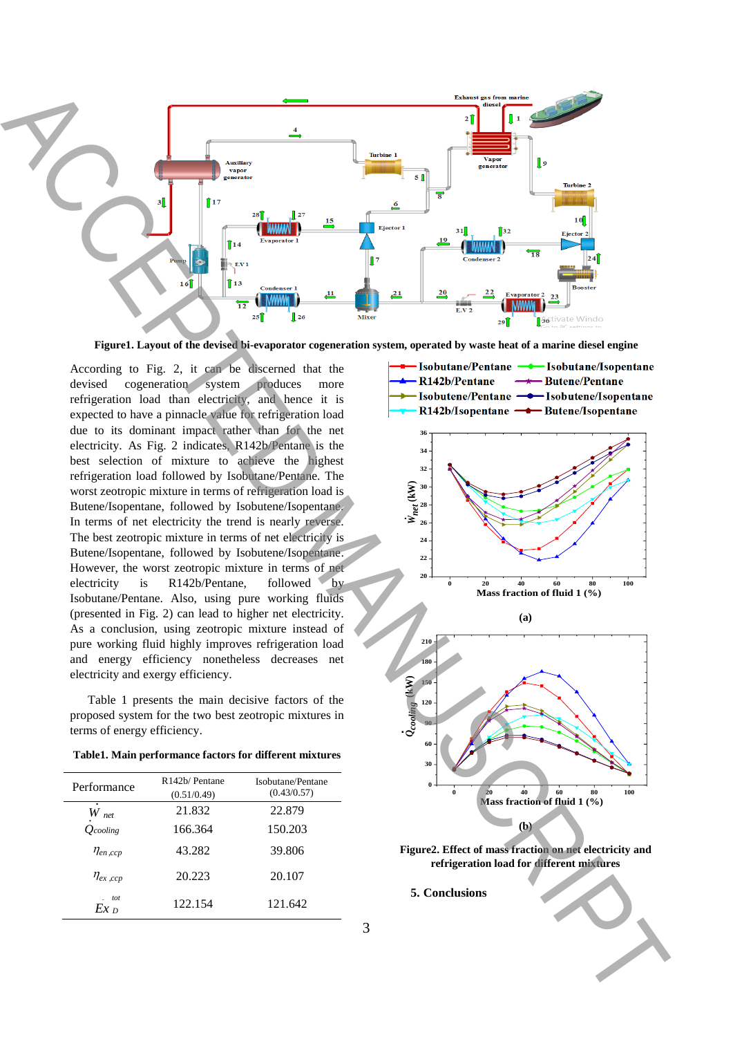**Figure1. Layout of the devised bi-evaporator cogeneration system, operated by waste heat of a marine diesel engine**

According to Fig. 2, it can be discerned that the devised cogeneration system produces more refrigeration load than electricity, and hence it is expected to have a pinnacle value for refrigeration load due to its dominant impact rather than for the net electricity. As Fig. 2 indicates, R142b/Pentane is the best selection of mixture to achieve the highest refrigeration load followed by Isobutane/Pentane. The worst zeotropic mixture in terms of refrigeration load is Butene/Isopentane, followed by Isobutene/Isopentane. In terms of net electricity the trend is nearly reverse. The best zeotropic mixture in terms of net electricity is Butene/Isopentane, followed by Isobutene/Isopentane. However, the worst zeotropic mixture in terms of net electricity is R142b/Pentane, followed by Isobutane/Pentane. Also, using pure working fluids (presented in Fig. 2) can lead to higher net electricity. As a conclusion, using zeotropic mixture instead of pure working fluid highly improves refrigeration load and energy efficiency nonetheless decreases net electricity and exergy efficiency.

Table 1 presents the main decisive factors of the proposed system for the two best zeotropic mixtures in terms of energy efficiency.

**Table1. Main performance factors for different mixtures**

| Performance | R142b/ Pentane (0.51/0.49) | Isobutane/Pentane (0.43/0.57) |
|---|---|---|
| $\dot{W}_{net}$ | 21.832 | 22.879 |
| $\dot{Q}_{cooling}$ | 166.364 | 150.203 |
| $\eta_{en,ccp}$ | 43.282 | 39.806 |
| $\eta_{ex,ccp}$ | 20.223 | 20.107 |
| $\dot{Ex}_{D}^{tot}$ | 122.154 | 121.642 |

(a)

(b)

**Figure2. Effect of mass fraction on net electricity and refrigeration load for different mixtures**

## 5. Conclusions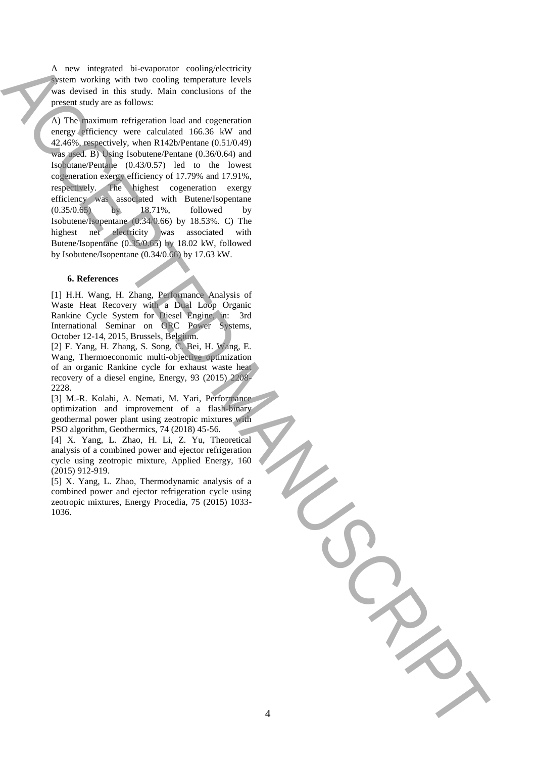A new integrated bi-evaporator cooling/electricity system working with two cooling temperature levels was devised in this study. Main conclusions of the present study are as follows:

A) The maximum refrigeration load and cogeneration energy efficiency were calculated 166.36 kW and 42.46%, respectively, when R142b/Pentane (0.51/0.49) was used. B) Using Isobutene/Pentane (0.36/0.64) and Isobutane/Pentane (0.43/0.57) led to the lowest cogeneration exergy efficiency of 17.79% and 17.91%, respectively. The highest cogeneration exergy efficiency was associated with Butene/Isopentane (0.35/0.65) by 18.71%, followed by Isobutene/Isopentane (0.34/0.66) by 18.53%. C) The highest net electricity was associated with Butene/Isopentane (0.35/0.65) by 18.02 kW, followed by Isobutene/Isopentane (0.34/0.66) by 17.63 kW.

## 6. References

[1] H.H. Wang, H. Zhang, Performance Analysis of Waste Heat Recovery with a Dual Loop Organic Rankine Cycle System for Diesel Engine, in: 3rd International Seminar on ORC Power Systems, October 12-14, 2015, Brussels, Belgium.

[2] F. Yang, H. Zhang, S. Song, C. Bei, H. Wang, E. Wang, Thermoeconomic multi-objective optimization of an organic Rankine cycle for exhaust waste heat recovery of a diesel engine, Energy, 93 (2015) 2208-2228.

[3] M.-R. Kolahi, A. Nemati, M. Yari, Performance optimization and improvement of a flash-binary geothermal power plant using zeotropic mixtures with PSO algorithm, Geothermics, 74 (2018) 45-56.

[4] X. Yang, L. Zhao, H. Li, Z. Yu, Theoretical analysis of a combined power and ejector refrigeration cycle using zeotropic mixture, Applied Energy, 160 (2015) 912-919.

[5] X. Yang, L. Zhao, Thermodynamic analysis of a combined power and ejector refrigeration cycle using zeotropic mixtures, Energy Procedia, 75 (2015) 1033-1036.